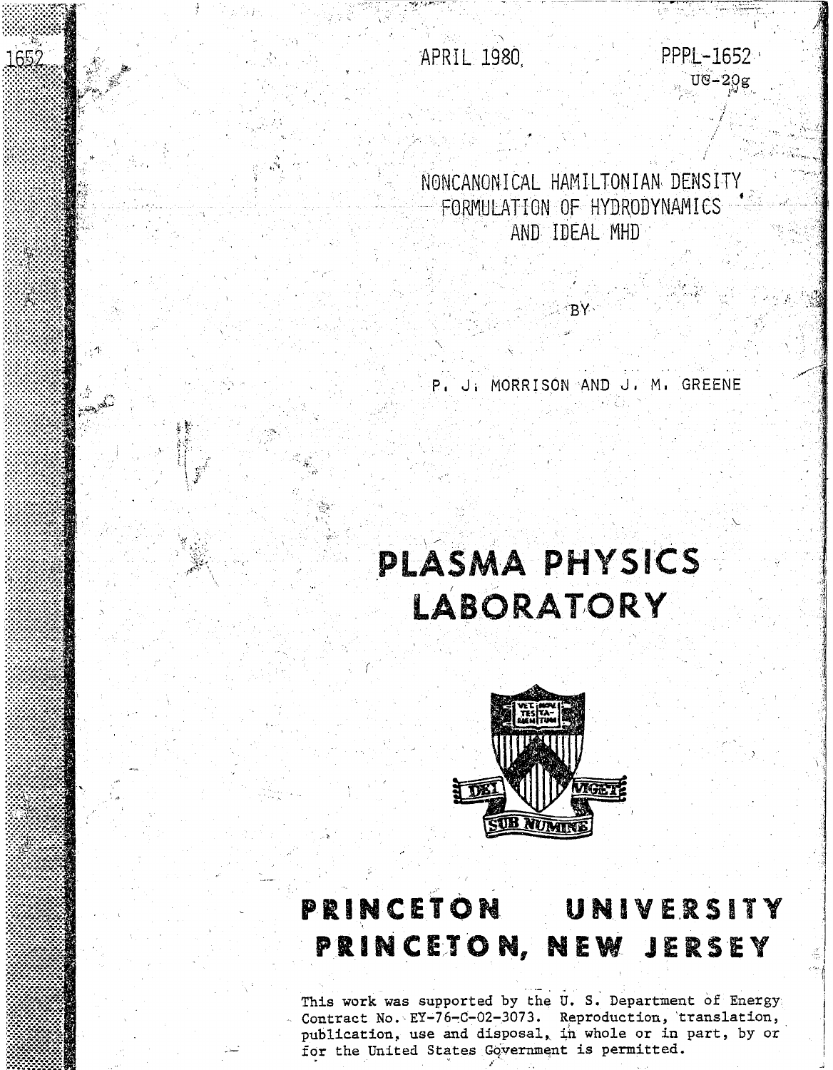APRIL 1980

PPPL-1652

UC-20g

# NONCANONICAL HAMILTONIAN DENSITY FORMULATION OF HYDRODYNAMICS AND IDEAL MHD

BY

P. J. MORRISON AND J. M. GREENE

# PLASMA PHYSICS LABORATORY

# PRINCETON UNIVERSITY PRINCETON, NEW JERSEY

This work was supported by the U. S. Department of Energy Contract No. EY-76-C-02-3073. Reproduction, translation, publication, use and disposal, in whole or in part, by or for the United States Government is permitted.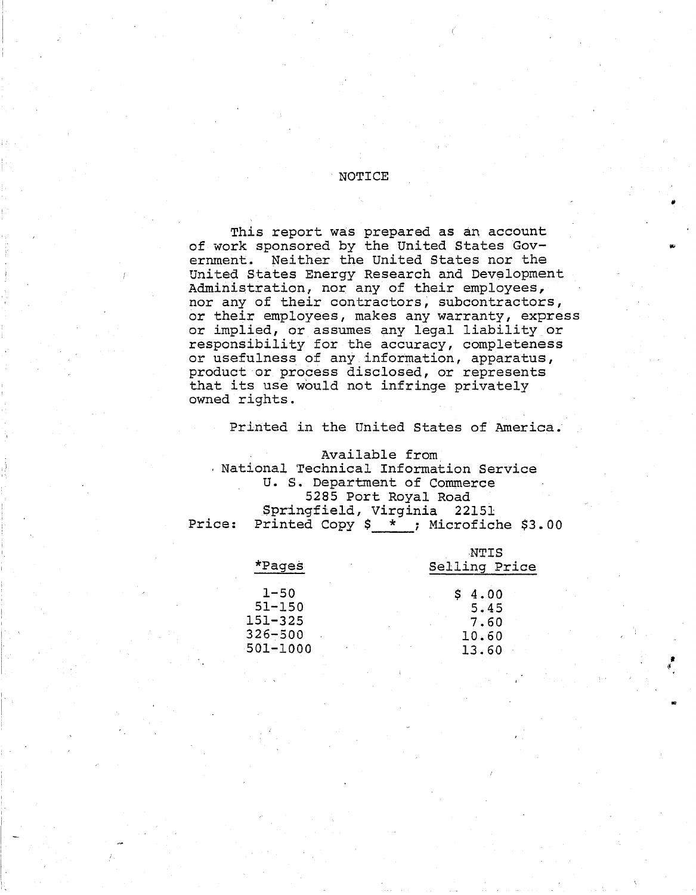# NOTICE

This report was prepared as an account of work sponsored by the United States Government. Neither the United States nor the United States Energy Research and Development Administration, nor any of their employees, nor any of their contractors, subcontractors, or their employees, makes any warranty, express or implied, or assumes any legal liability or responsibility for the accuracy, completeness or usefulness of any information, apparatus, product or process disclosed, or represents that its use would not infringe privately owned rights.

Printed in the United States of America.

Available from
National Technical Information Service
U. S. Department of Commerce
5285 Port Royal Road
Springfield, Virginia 22151

Price: Printed Copy $ * ; Microfiche $3.00

| *Pages | NTIS Selling Price |
|---|---|
| 1-50 | $ 4.00 |
| 51-150 | 5.45 |
| 151-325 | 7.60 |
| 326-500 | 10.60 |
| 501-1000 | 13.60 |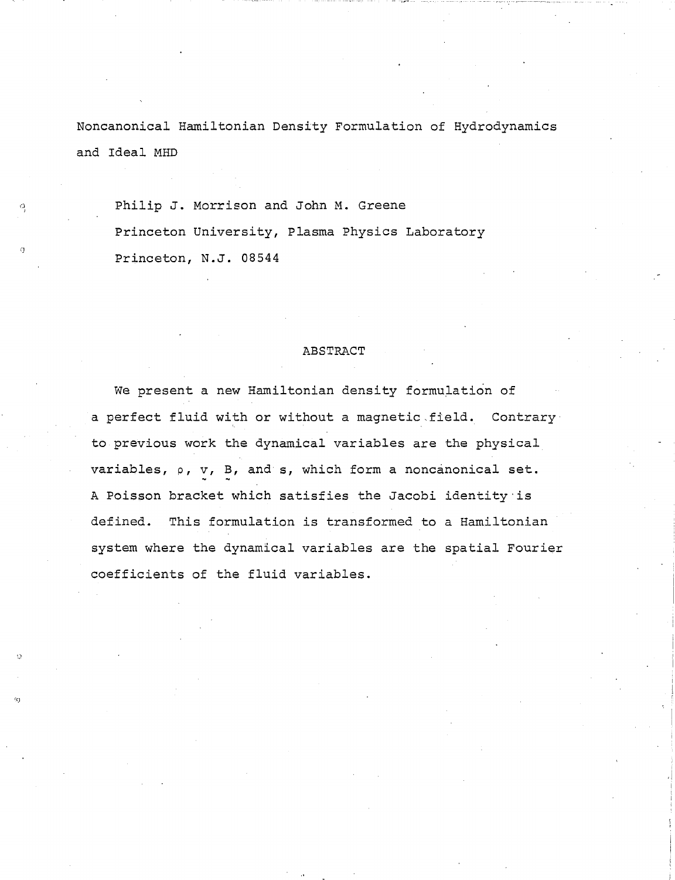# Noncanonical Hamiltonian Density Formulation of Hydrodynamics and Ideal MHD

Philip J. Morrison and John M. Greene
Princeton University, Plasma Physics Laboratory
Princeton, N.J. 08544

## ABSTRACT

We present a new Hamiltonian density formulation of a perfect fluid with or without a magnetic field. Contrary to previous work the dynamical variables are the physical variables, $\rho$, $\underset{\sim}{v}$, $\underset{\sim}{B}$, and $s$, which form a noncanonical set. A Poisson bracket which satisfies the Jacobi identity is defined. This formulation is transformed to a Hamiltonian system where the dynamical variables are the spatial Fourier coefficients of the fluid variables.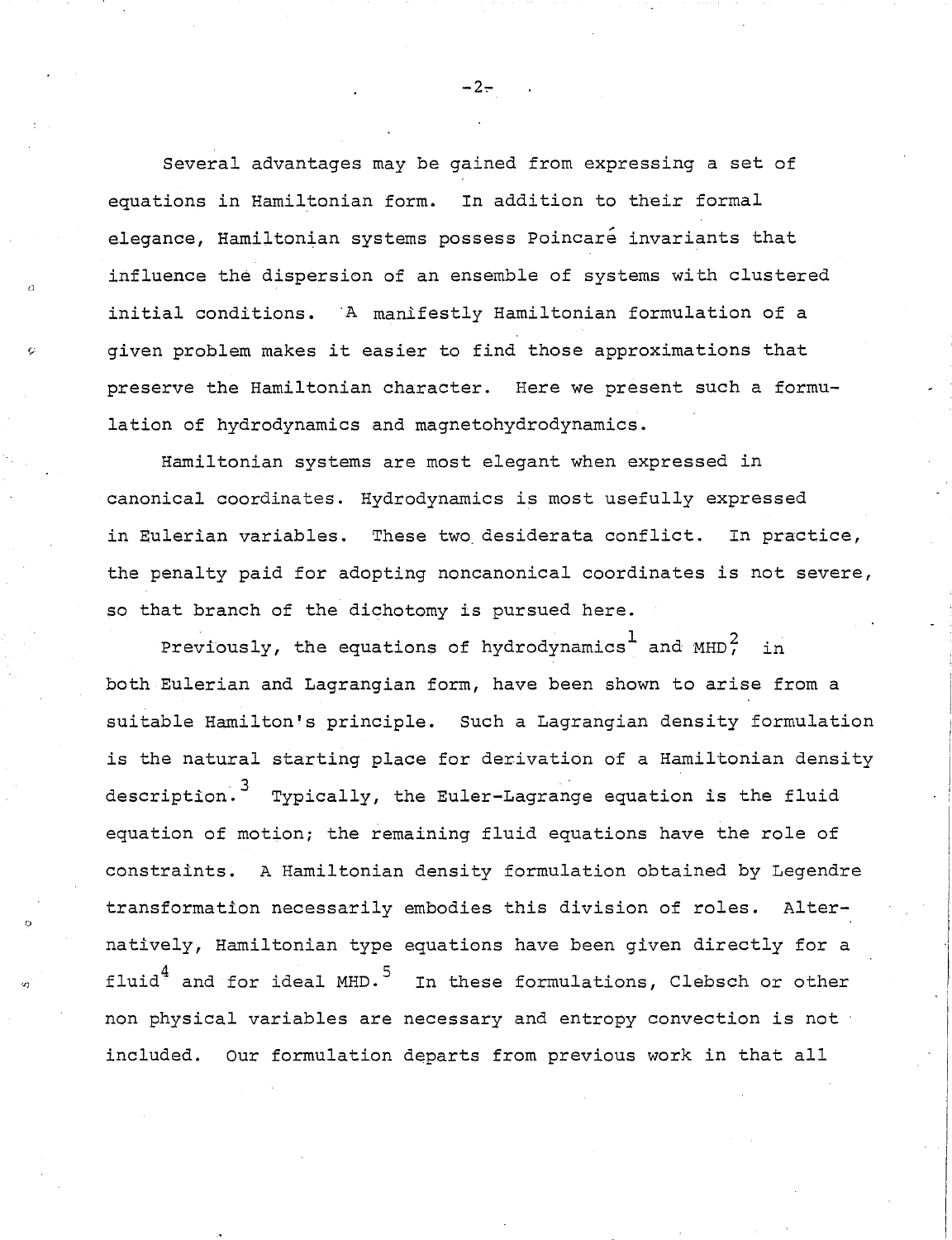Several advantages may be gained from expressing a set of equations in Hamiltonian form. In addition to their formal elegance, Hamiltonian systems possess Poincaré invariants that influence the dispersion of an ensemble of systems with clustered initial conditions. A manifestly Hamiltonian formulation of a given problem makes it easier to find those approximations that preserve the Hamiltonian character. Here we present such a formulation of hydrodynamics and magnetohydrodynamics.

Hamiltonian systems are most elegant when expressed in canonical coordinates. Hydrodynamics is most usefully expressed in Eulerian variables. These two desiderata conflict. In practice, the penalty paid for adopting noncanonical coordinates is not severe, so that branch of the dichotomy is pursued here.

Previously, the equations of hydrodynamics[1] and MHD,[2] in both Eulerian and Lagrangian form, have been shown to arise from a suitable Hamilton's principle. Such a Lagrangian density formulation is the natural starting place for derivation of a Hamiltonian density description.[3] Typically, the Euler-Lagrange equation is the fluid equation of motion; the remaining fluid equations have the role of constraints. A Hamiltonian density formulation obtained by Legendre transformation necessarily embodies this division of roles. Alternatively, Hamiltonian type equations have been given directly for a fluid[4] and for ideal MHD.[5] In these formulations, Clebsch or other non physical variables are necessary and entropy convection is not included. Our formulation departs from previous work in that all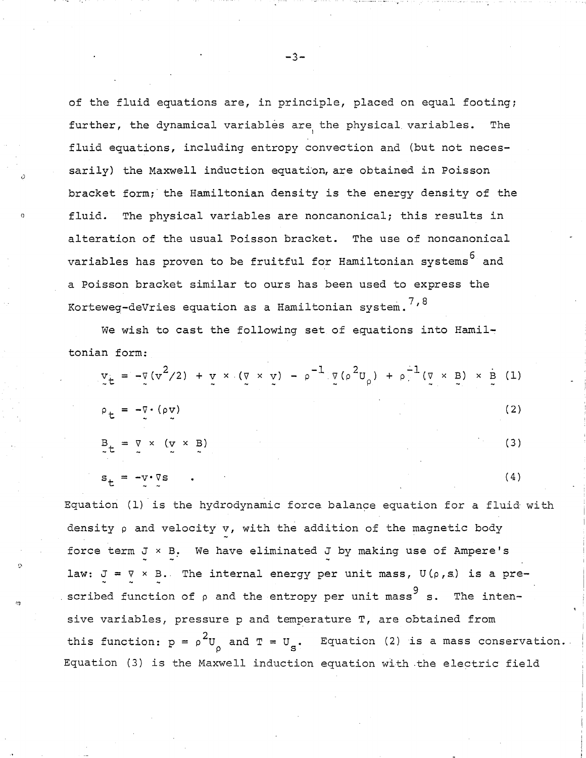of the fluid equations are, in principle, placed on equal footing; further, the dynamical variables are the physical variables. The fluid equations, including entropy convection and (but not necessarily) the Maxwell induction equation, are obtained in Poisson bracket form; the Hamiltonian density is the energy density of the fluid. The physical variables are noncanonical; this results in alteration of the usual Poisson bracket. The use of noncanonical variables has proven to be fruitful for Hamiltonian systems[6] and a Poisson bracket similar to ours has been used to express the Korteweg-deVries equation as a Hamiltonian system.[7,8]

We wish to cast the following set of equations into Hamiltonian form:

$$\underset{\sim}{v}_t = -\nabla(v^2/2) + \underset{\sim}{v} \times (\nabla \times \underset{\sim}{v}) - \rho^{-1} \nabla(\rho^2 U_\rho) + \rho^{-1}(\nabla \times \underset{\sim}{B}) \times \underset{\sim}{B} \tag{1}$$

$$\rho_t = -\nabla \cdot (\rho \underset{\sim}{v}) \tag{2}$$

$$\underset{\sim}{B}_t = \nabla \times (\underset{\sim}{v} \times \underset{\sim}{B}) \tag{3}$$

$$s_t = -\underset{\sim}{v} \cdot \nabla s \quad . \tag{4}$$

Equation (1) is the hydrodynamic force balance equation for a fluid with density $\rho$ and velocity $\underset{\sim}{v}$, with the addition of the magnetic body force term $\underset{\sim}{J} \times \underset{\sim}{B}$. We have eliminated $\underset{\sim}{J}$ by making use of Ampere's law: $\underset{\sim}{J} = \nabla \times \underset{\sim}{B}$. The internal energy per unit mass, $U(\rho, s)$ is a prescribed function of $\rho$ and the entropy per unit mass[9] $s$. The intensive variables, pressure $p$ and temperature $T$, are obtained from this function: $p = \rho^2 U_\rho$ and $T = U_s$. Equation (2) is a mass conservation. Equation (3) is the Maxwell induction equation with the electric field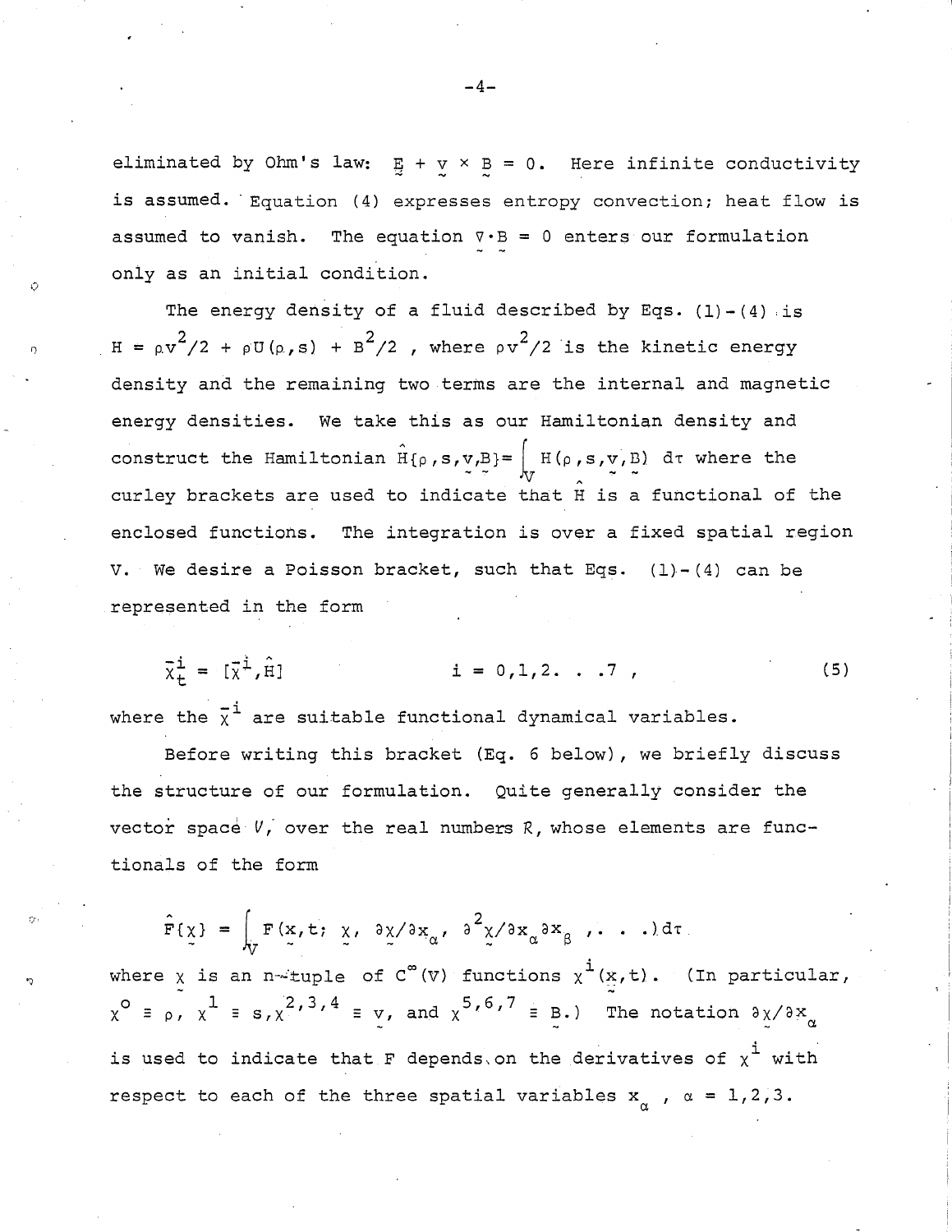eliminated by Ohm's law: $\underset{\sim}{E} + \underset{\sim}{v} \times \underset{\sim}{B} = 0$. Here infinite conductivity is assumed. Equation (4) expresses entropy convection; heat flow is assumed to vanish. The equation $\nabla \cdot \underset{\sim}{B} = 0$ enters our formulation only as an initial condition.

The energy density of a fluid described by Eqs. (1)-(4) is $H = \rho v^2/2 + \rho U(\rho, s) + B^2/2$, where $\rho v^2/2$ is the kinetic energy density and the remaining two terms are the internal and magnetic energy densities. We take this as our Hamiltonian density and construct the Hamiltonian $\hat{H}\{\rho, s, \underset{\sim}{v}, \underset{\sim}{B}\} = \int_V H(\rho, s, \underset{\sim}{v}, \underset{\sim}{B})\, d\tau$ where the curley brackets are used to indicate that $\hat{H}$ is a functional of the enclosed functions. The integration is over a fixed spatial region V. We desire a Poisson bracket, such that Eqs. (1)-(4) can be represented in the form

$$\bar{\chi}^i_t = [\bar{\chi}^i, \hat{H}] \qquad\qquad i = 0,1,2\ldots 7\,, \tag{5}$$

where the $\bar{\chi}^i$ are suitable functional dynamical variables.

Before writing this bracket (Eq. 6 below), we briefly discuss the structure of our formulation. Quite generally consider the vector space $V$, over the real numbers $R$, whose elements are functionals of the form

$$\hat{F}\{\underset{\sim}{\chi}\} = \int_V F(\underset{\sim}{x}, t;\ \underset{\sim}{\chi},\ \partial\underset{\sim}{\chi}/\partial x_\alpha,\ \partial^2\underset{\sim}{\chi}/\partial x_\alpha \partial x_\beta\ , \ldots)\, d\tau$$

where $\underset{\sim}{\chi}$ is an n-tuple of $C^\infty(V)$ functions $\chi^i(\underset{\sim}{x}, t)$. (In particular, $\chi^0 \equiv \rho$, $\chi^1 \equiv s$, $\chi^{2,3,4} \equiv \underset{\sim}{v}$, and $\chi^{5,6,7} \equiv \underset{\sim}{B}$.) The notation $\partial\underset{\sim}{\chi}/\partial x_\alpha$ is used to indicate that F depends on the derivatives of $\chi^i$ with respect to each of the three spatial variables $x_\alpha$ , $\alpha = 1,2,3$.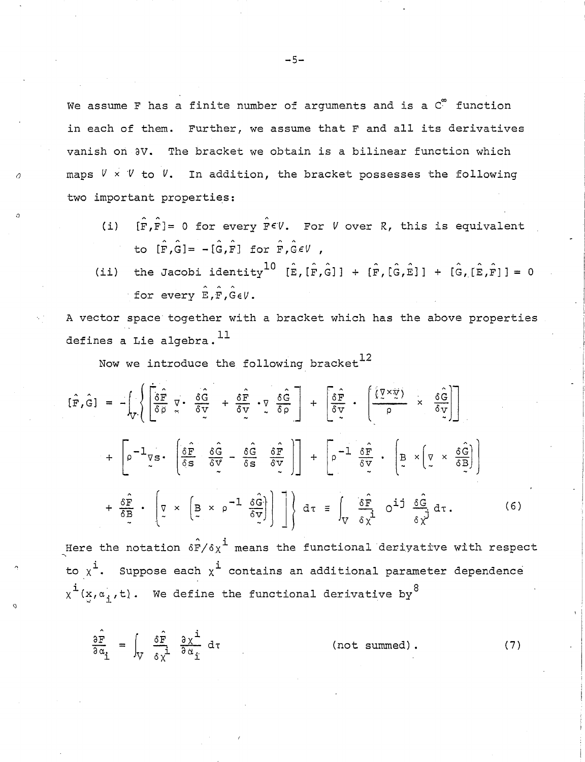We assume F has a finite number of arguments and is a $C^\infty$ function in each of them. Further, we assume that F and all its derivatives vanish on $\partial V$. The bracket we obtain is a bilinear function which maps $\mathcal{V} \times \mathcal{V}$ to $\mathcal{V}$. In addition, the bracket possesses the following two important properties:

(i) $[\hat{F},\hat{F}] = 0$ for every $\hat{F}\in\mathcal{V}$. For $\mathcal{V}$ over $R$, this is equivalent to $[\hat{F},\hat{G}] = -[\hat{G},\hat{F}]$ for $\hat{F},\hat{G}\in\mathcal{V}$,

(ii) the Jacobi identity[10] $[\hat{E},[\hat{F},\hat{G}]] + [\hat{F},[\hat{G},\hat{E}]] + [\hat{G},[\hat{E},\hat{F}]] = 0$ for every $\hat{E},\hat{F},\hat{G}\in\mathcal{V}$.

A vector space together with a bracket which has the above properties defines a Lie algebra.[11]

Now we introduce the following bracket[12]

$$
\begin{aligned}
[\hat{F},\hat{G}] = -\int_V \Bigg\{ & \left[\frac{\delta\hat{F}}{\delta\rho}\,\nabla\cdot\frac{\delta\hat{G}}{\delta\mathbf{v}} + \frac{\delta\hat{F}}{\delta\mathbf{v}}\cdot\nabla\frac{\delta\hat{G}}{\delta\rho}\right] + \left[\frac{\delta\hat{F}}{\delta\mathbf{v}}\cdot\left(\frac{(\nabla\times\mathbf{v})}{\rho}\times\frac{\delta\hat{G}}{\delta\mathbf{v}}\right)\right] \\
& + \left[\rho^{-1}\nabla s\cdot\left(\frac{\delta\hat{F}}{\delta s}\frac{\delta\hat{G}}{\delta\mathbf{v}} - \frac{\delta\hat{G}}{\delta s}\frac{\delta\hat{F}}{\delta\mathbf{v}}\right)\right] + \left[\rho^{-1}\frac{\delta\hat{F}}{\delta\mathbf{v}}\cdot\left(\mathbf{B}\times\left(\nabla\times\frac{\delta\hat{G}}{\delta\mathbf{B}}\right)\right)\right. \\
& \left. + \frac{\delta\hat{F}}{\delta\mathbf{B}}\cdot\left(\nabla\times\left(\mathbf{B}\times\rho^{-1}\frac{\delta\hat{G}}{\delta\mathbf{v}}\right)\right)\right]\Bigg\}\,d\tau \equiv \int_V \frac{\delta\hat{F}}{\delta\chi^i}\,O^{ij}\,\frac{\delta\hat{G}}{\delta\chi^j}\,d\tau. \qquad (6)
\end{aligned}
$$

Here the notation $\delta\hat{F}/\delta\chi^i$ means the functional derivative with respect to $\chi^i$. Suppose each $\chi^i$ contains an additional parameter dependence $\chi^i(\mathbf{x},\alpha_i,t)$. We define the functional derivative by[8]

$$
\frac{\partial\hat{F}}{\partial\alpha_i} = \int_V \frac{\delta\hat{F}}{\delta\chi^i}\frac{\partial\chi^i}{\partial\alpha_i}\,d\tau \qquad \text{(not summed).} \qquad (7)
$$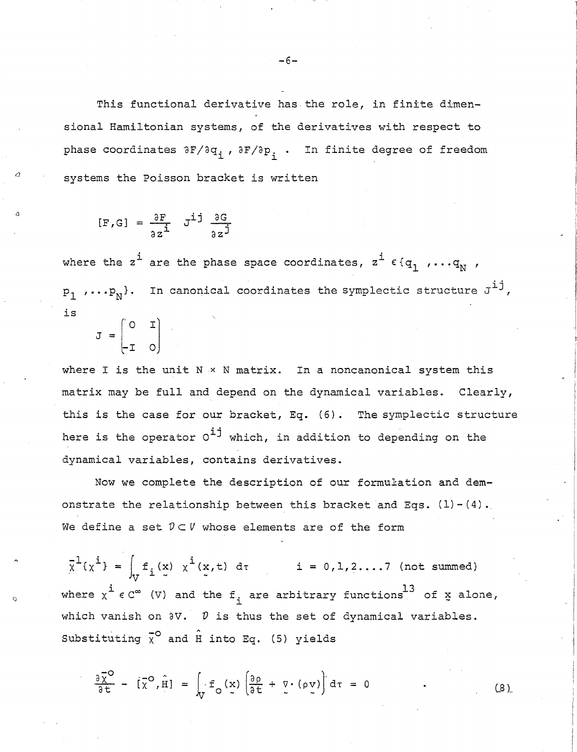This functional derivative has the role, in finite dimensional Hamiltonian systems, of the derivatives with respect to phase coordinates $\partial F/\partial q_i$, $\partial F/\partial p_i$. In finite degree of freedom systems the Poisson bracket is written

$$[F,G] = \frac{\partial F}{\partial z^i} J^{ij} \frac{\partial G}{\partial z^j}$$

where the $z^i$ are the phase space coordinates, $z^i \in \{q_1, \ldots q_N, p_1, \ldots p_N\}$. In canonical coordinates the symplectic structure $J^{ij}$, is

$$J = \begin{bmatrix} 0 & I \\ -I & 0 \end{bmatrix}$$

where I is the unit N × N matrix. In a noncanonical system this matrix may be full and depend on the dynamical variables. Clearly, this is the case for our bracket, Eq. (6). The symplectic structure here is the operator $O^{ij}$ which, in addition to depending on the dynamical variables, contains derivatives.

Now we complete the description of our formulation and demonstrate the relationship between this bracket and Eqs. (1)-(4). We define a set $\mathcal{D} \subset \mathcal{V}$ whose elements are of the form

$$\bar{\chi}^1\{\chi^i\} = \int_V f_i(\underset{\sim}{x})\, \chi^i(\underset{\sim}{x},t)\, d\tau \qquad i = 0,1,2....7 \text{ (not summed)}$$

where $\chi^i \in C^\infty(V)$ and the $f_i$ are arbitrary functions[13] of $\underset{\sim}{x}$ alone, which vanish on $\partial V$. $\mathcal{D}$ is thus the set of dynamical variables. Substituting $\bar{\chi}^0$ and $\hat{H}$ into Eq. (5) yields

$$\frac{\partial \bar{\chi}^0}{\partial t} - [\bar{\chi}^0, \hat{H}] = \int_V f_0(\underset{\sim}{x}) \left(\frac{\partial \rho}{\partial t} + \underset{\sim}{\nabla} \cdot (\rho \underset{\sim}{v})\right) d\tau = 0 \qquad (8)$$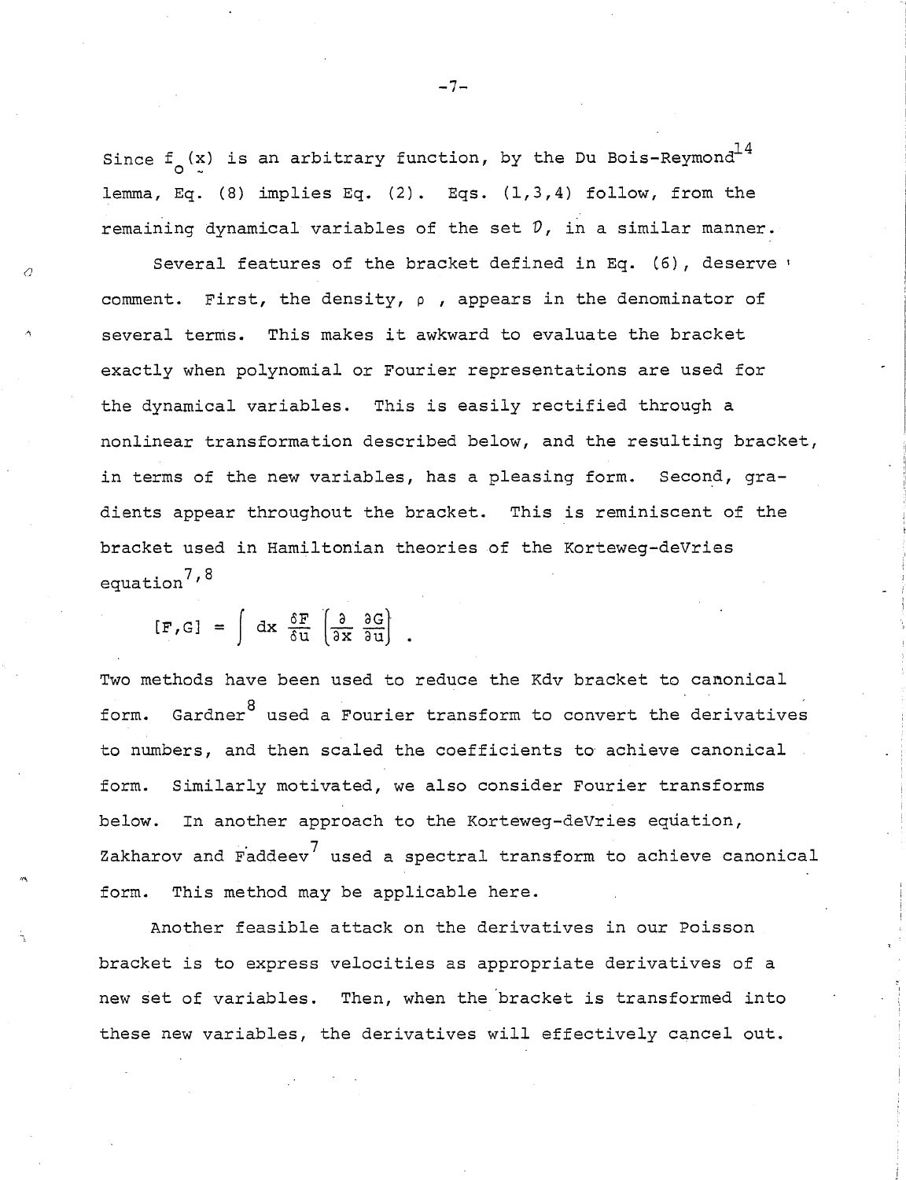Since $f_o(\underset{\sim}{x})$ is an arbitrary function, by the Du Bois-Reymond[14] lemma, Eq. (8) implies Eq. (2). Eqs. (1,3,4) follow, from the remaining dynamical variables of the set $\mathcal{D}$, in a similar manner.

Several features of the bracket defined in Eq. (6), deserve comment. First, the density, $\rho$ , appears in the denominator of several terms. This makes it awkward to evaluate the bracket exactly when polynomial or Fourier representations are used for the dynamical variables. This is easily rectified through a nonlinear transformation described below, and the resulting bracket, in terms of the new variables, has a pleasing form. Second, gradients appear throughout the bracket. This is reminiscent of the bracket used in Hamiltonian theories of the Korteweg-deVries equation[7,8]

$$[F,G] = \int dx \, \frac{\delta F}{\delta u} \left( \frac{\partial}{\partial x} \frac{\partial G}{\partial u} \right) .$$

Two methods have been used to reduce the Kdv bracket to canonical form. Gardner[8] used a Fourier transform to convert the derivatives to numbers, and then scaled the coefficients to achieve canonical form. Similarly motivated, we also consider Fourier transforms below. In another approach to the Korteweg-deVries equation, Zakharov and Faddeev[7] used a spectral transform to achieve canonical form. This method may be applicable here.

Another feasible attack on the derivatives in our Poisson bracket is to express velocities as appropriate derivatives of a new set of variables. Then, when the bracket is transformed into these new variables, the derivatives will effectively cancel out.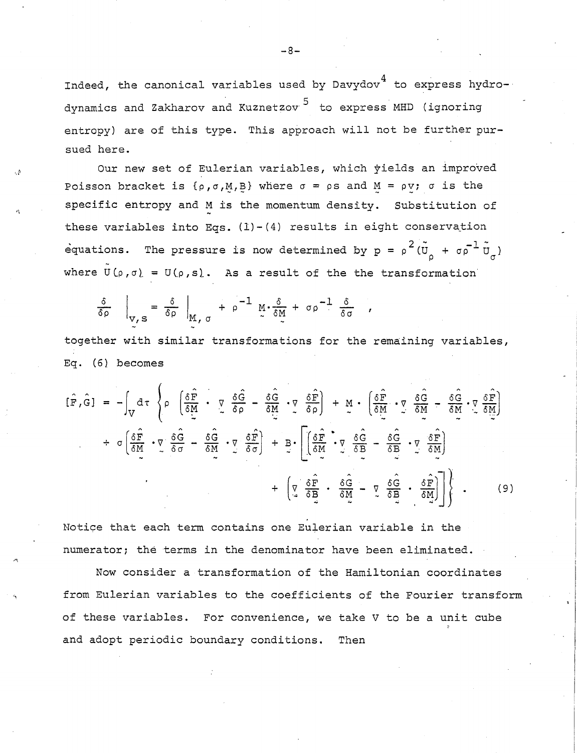Indeed, the canonical variables used by Davydov[4] to express hydrodynamics and Zakharov and Kuznetzov[5] to express MHD (ignoring entropy) are of this type. This approach will not be further pursued here.

Our new set of Eulerian variables, which yields an improved Poisson bracket is $\{\rho, \sigma, \underset{\sim}{M}, \underset{\sim}{B}\}$ where $\sigma = \rho s$ and $\underset{\sim}{M} = \rho \underset{\sim}{v}$; $\sigma$ is the specific entropy and $\underset{\sim}{M}$ is the momentum density. Substitution of these variables into Eqs. (1)-(4) results in eight conservation equations. The pressure is now determined by $p = \rho^2 (\tilde{U}_\rho + \sigma \rho^{-1} \tilde{U}_\sigma)$ where $\tilde{U}(\rho, \sigma) = U(\rho, s)$. As a result of the the transformation

$$\frac{\delta}{\delta \rho}\bigg|_{\underset{\sim}{v}, s} = \frac{\delta}{\delta \rho}\bigg|_{\underset{\sim}{M}, \sigma} + \rho^{-1} \underset{\sim}{M} \cdot \frac{\delta}{\delta \underset{\sim}{M}} + \sigma \rho^{-1} \frac{\delta}{\delta \sigma} \ ,$$

together with similar transformations for the remaining variables, Eq. (6) becomes

$$[\hat{F}, \hat{G}] = -\int_V d\tau \left\{ \rho \left( \frac{\delta \hat{F}}{\delta \underset{\sim}{M}} \cdot \underset{\sim}{\nabla} \frac{\delta \hat{G}}{\delta \rho} - \frac{\delta \hat{G}}{\delta \underset{\sim}{M}} \cdot \underset{\sim}{\nabla} \frac{\delta \hat{F}}{\delta \rho} \right) + \underset{\sim}{M} \cdot \left( \frac{\delta \hat{F}}{\delta \underset{\sim}{M}} \cdot \underset{\sim}{\nabla} \frac{\delta \hat{G}}{\delta \underset{\sim}{M}} - \frac{\delta \hat{G}}{\delta \underset{\sim}{M}} \cdot \underset{\sim}{\nabla} \frac{\delta \hat{F}}{\delta \underset{\sim}{M}} \right) \right.$$
$$+ \sigma \left( \frac{\delta \hat{F}}{\delta \underset{\sim}{M}} \cdot \underset{\sim}{\nabla} \frac{\delta \hat{G}}{\delta \sigma} - \frac{\delta \hat{G}}{\delta \underset{\sim}{M}} \cdot \underset{\sim}{\nabla} \frac{\delta \hat{F}}{\delta \sigma} \right) + \underset{\sim}{B} \cdot \left[ \left( \frac{\delta \hat{F}}{\delta \underset{\sim}{M}} \cdot \underset{\sim}{\nabla} \frac{\delta \hat{G}}{\delta \underset{\sim}{B}} - \frac{\delta \hat{G}}{\delta \underset{\sim}{B}} \cdot \underset{\sim}{\nabla} \frac{\delta \hat{F}}{\delta \underset{\sim}{M}} \right) \right.$$
$$\left. \left. + \left( \underset{\sim}{\nabla} \frac{\delta \hat{F}}{\delta \underset{\sim}{B}} \cdot \frac{\delta \hat{G}}{\delta \underset{\sim}{M}} - \underset{\sim}{\nabla} \frac{\delta \hat{G}}{\delta \underset{\sim}{B}} \cdot \frac{\delta \hat{F}}{\delta \underset{\sim}{M}} \right) \right] \right\} . \tag{9}$$

Notice that each term contains one Eulerian variable in the numerator; the terms in the denominator have been eliminated.

Now consider a transformation of the Hamiltonian coordinates from Eulerian variables to the coefficients of the Fourier transform of these variables. For convenience, we take V to be a unit cube and adopt periodic boundary conditions. Then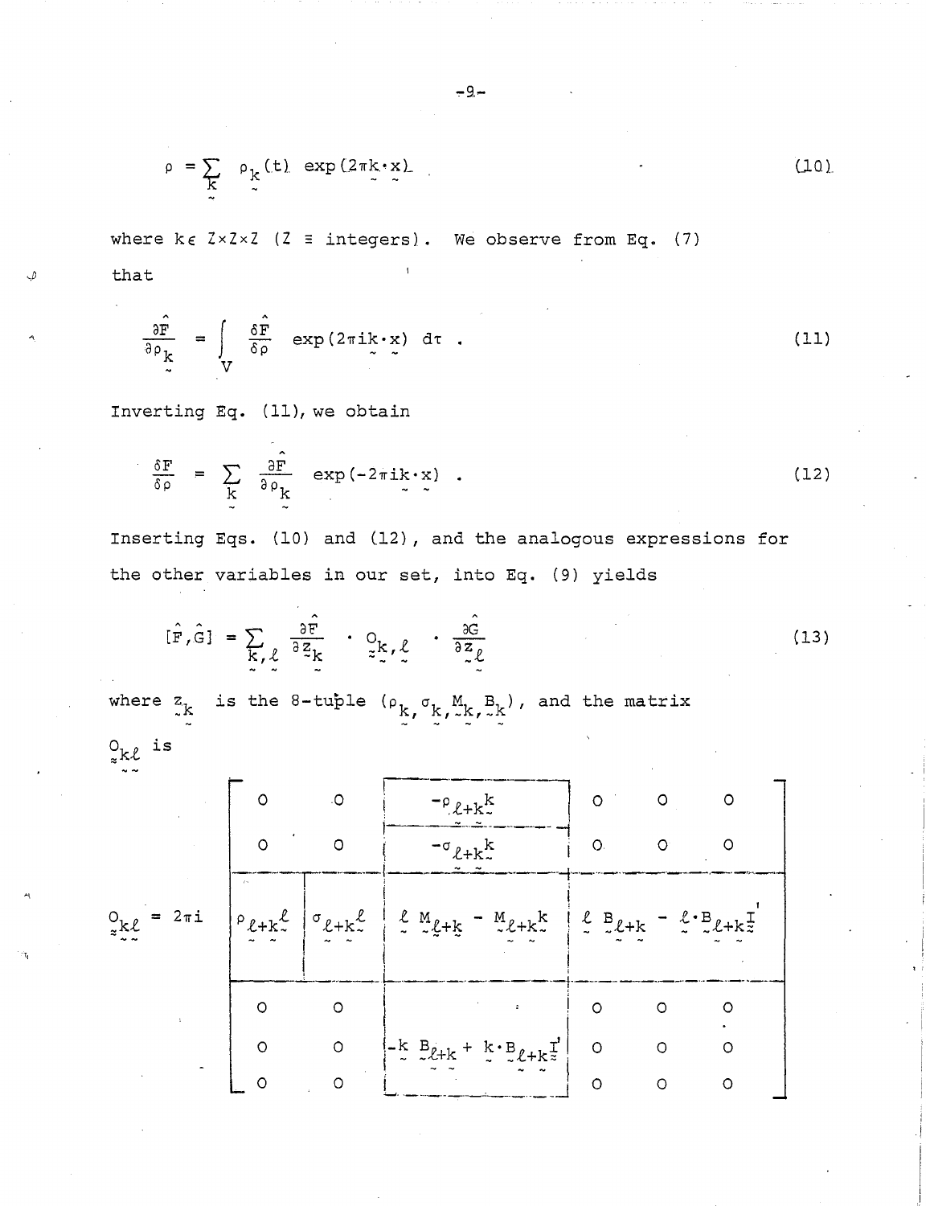$$\rho = \sum_{\underset{\sim}{k}} \rho_{\underset{\sim}{k}}(t) \exp(2\pi \underset{\sim}{k}\cdot\underset{\sim}{x}) \tag{10}$$

where $k \in Z\times Z\times Z$ ($Z \equiv$ integers). We observe from Eq. (7) that

$$\frac{\partial \hat{F}}{\partial \rho_{\underset{\sim}{k}}} = \int_V \frac{\delta \hat{F}}{\delta \rho} \exp(2\pi i \underset{\sim}{k}\cdot\underset{\sim}{x})\, d\tau \;. \tag{11}$$

Inverting Eq. (11), we obtain

$$\frac{\delta F}{\delta \rho} = \sum_{\underset{\sim}{k}} \frac{\partial \hat{F}}{\partial \rho_{\underset{\sim}{k}}} \exp(-2\pi i \underset{\sim}{k}\cdot\underset{\sim}{x}) \;. \tag{12}$$

Inserting Eqs. (10) and (12), and the analogous expressions for the other variables in our set, into Eq. (9) yields

$$[\hat{F},\hat{G}] = \sum_{\underset{\sim}{k},\underset{\sim}{\ell}} \frac{\partial \hat{F}}{\partial \underset{\sim}{z}_{\underset{\sim}{k}}} \cdot \underset{\approx}{O}_{\underset{\sim}{k},\underset{\sim}{\ell}} \cdot \frac{\partial \hat{G}}{\partial \underset{\sim}{z}_{\underset{\sim}{\ell}}} \tag{13}$$

where $\underset{\sim}{z}_{\underset{\sim}{k}}$ is the 8-tuple $(\rho_{\underset{\sim}{k}}, \sigma_{\underset{\sim}{k}}, \underset{\sim}{M}_{\underset{\sim}{k}}, \underset{\sim}{B}_{\underset{\sim}{k}})$, and the matrix $\underset{\approx}{O}_{\underset{\sim}{k}\underset{\sim}{\ell}}$ is

$$\underset{\approx}{O}_{\underset{\sim}{k}\underset{\sim}{\ell}} = 2\pi i \begin{bmatrix} 0 & 0 & -\rho_{\underset{\sim}{\ell}+\underset{\sim}{k}}\underset{\sim}{k} & 0 & 0 & 0 \\ 0 & 0 & -\sigma_{\underset{\sim}{\ell}+\underset{\sim}{k}}\underset{\sim}{k} & 0 & 0 & 0 \\ \rho_{\underset{\sim}{\ell}+\underset{\sim}{k}}\underset{\sim}{\ell} & \sigma_{\underset{\sim}{\ell}+\underset{\sim}{k}}\underset{\sim}{\ell} & \underset{\sim}{\ell}\,\underset{\sim}{M}_{\underset{\sim}{\ell}+\underset{\sim}{k}} - \underset{\sim}{M}_{\underset{\sim}{\ell}+\underset{\sim}{k}}\underset{\sim}{k} & \multicolumn{3}{c}{\underset{\sim}{\ell}\,\underset{\sim}{B}_{\underset{\sim}{\ell}+\underset{\sim}{k}} - \underset{\sim}{\ell}\cdot\underset{\sim}{B}_{\underset{\sim}{\ell}+\underset{\sim}{k}}\underset{\approx}{I}'} \\ 0 & 0 & & 0 & 0 & 0 \\ 0 & 0 & -\underset{\sim}{k}\,\underset{\sim}{B}_{\underset{\sim}{\ell}+\underset{\sim}{k}} + \underset{\sim}{k}\cdot\underset{\sim}{B}_{\underset{\sim}{\ell}+\underset{\sim}{k}}\underset{\approx}{I}' & 0 & 0 & 0 \\ 0 & 0 & & 0 & 0 & 0 \end{bmatrix}$$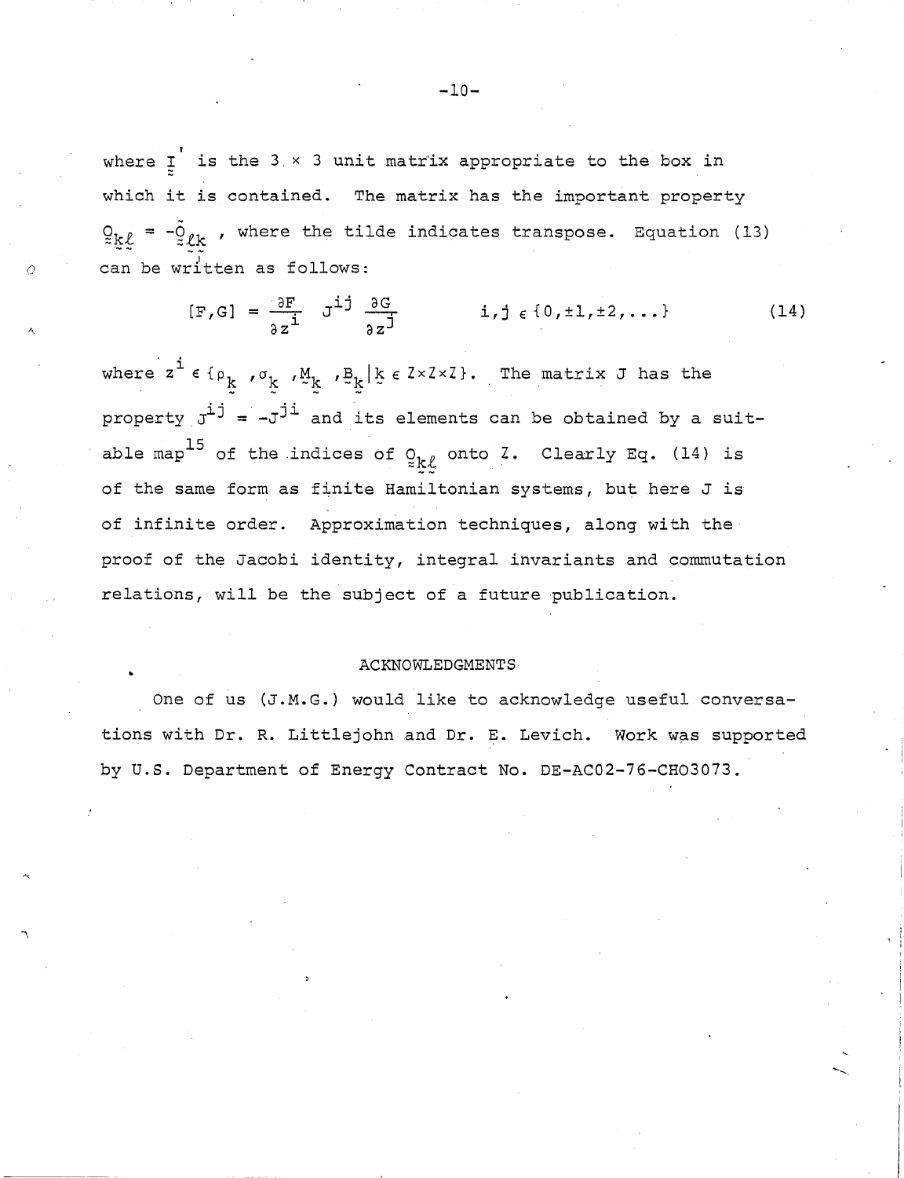where $\underset{\approx}{I}'$ is the 3 × 3 unit matrix appropriate to the box in which it is contained. The matrix has the important property $\underset{\approx}{Q}_{\underset{\sim}{k}\underset{\sim}{\ell}} = -\tilde{\underset{\approx}{Q}}_{\underset{\sim}{\ell}\underset{\sim}{k}}$, where the tilde indicates transpose. Equation (13) can be written as follows:

$$[F,G] = \frac{\partial F}{\partial z^i} J^{ij} \frac{\partial G}{\partial z^j} \qquad i,j \in \{0,\pm 1,\pm 2,\ldots\} \tag{14}$$

where $z^i \in \{\rho_{\underset{\sim}{k}}, \sigma_{\underset{\sim}{k}}, \underset{\sim}{M}_{\underset{\sim}{k}}, \underset{\sim}{B}_{\underset{\sim}{k}} | \underset{\sim}{k} \in Z \times Z \times Z\}$. The matrix J has the property $J^{ij} = -J^{ji}$ and its elements can be obtained by a suitable map[15] of the indices of $\underset{\approx}{Q}_{\underset{\sim}{k}\underset{\sim}{\ell}}$ onto Z. Clearly Eq. (14) is of the same form as finite Hamiltonian systems, but here J is of infinite order. Approximation techniques, along with the proof of the Jacobi identity, integral invariants and commutation relations, will be the subject of a future publication.

## ACKNOWLEDGMENTS

One of us (J.M.G.) would like to acknowledge useful conversations with Dr. R. Littlejohn and Dr. E. Levich. Work was supported by U.S. Department of Energy Contract No. DE-AC02-76-CHO3073.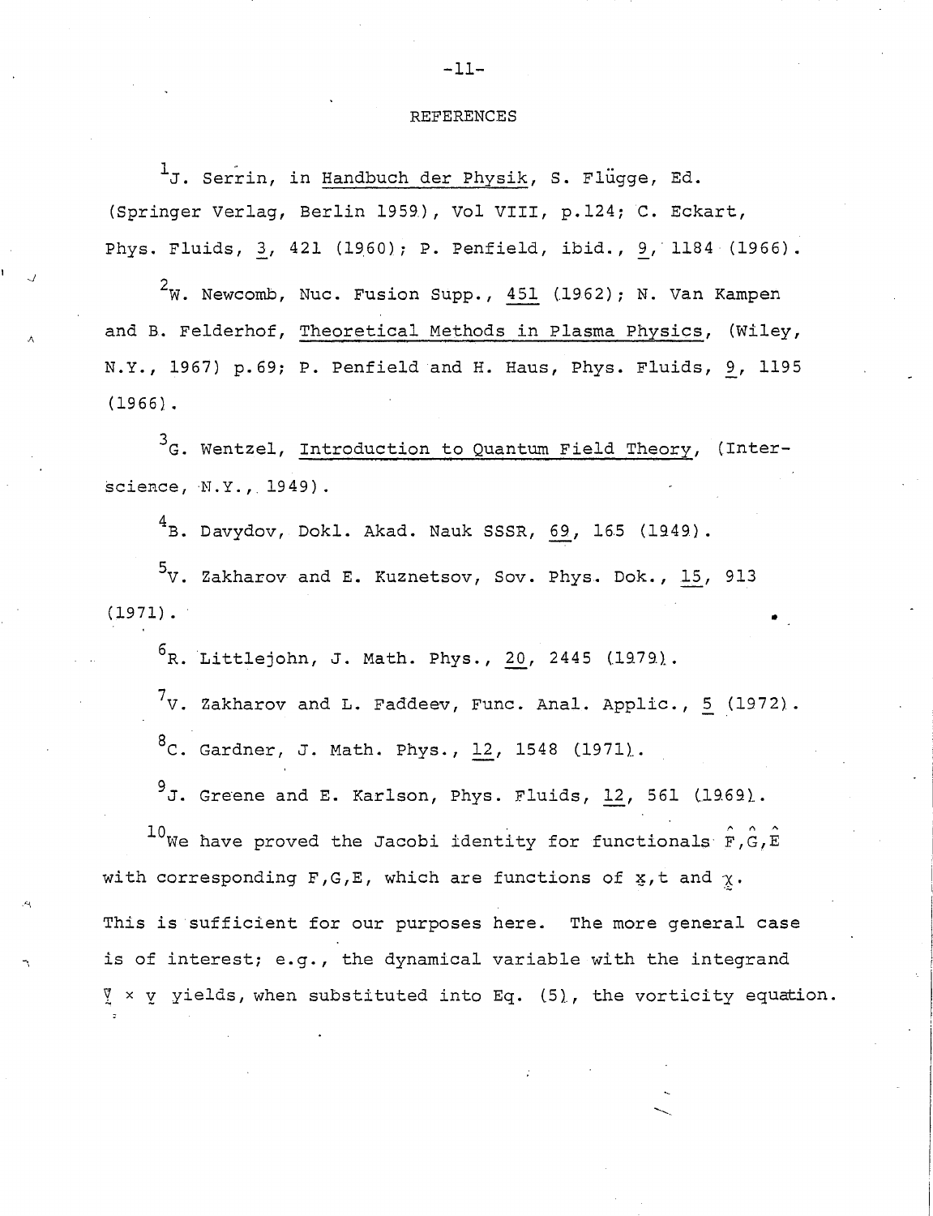## REFERENCES

[1]J. Serrin, in Handbuch der Physik, S. Flügge, Ed. (Springer Verlag, Berlin 1959), Vol VIII, p.124; C. Eckart, Phys. Fluids, 3, 421 (1960); P. Penfield, ibid., 9, 1184 (1966).

[2]W. Newcomb, Nuc. Fusion Supp., 451 (1962); N. Van Kampen and B. Felderhof, Theoretical Methods in Plasma Physics, (Wiley, N.Y., 1967) p.69; P. Penfield and H. Haus, Phys. Fluids, 9, 1195 (1966).

[3]G. Wentzel, Introduction to Quantum Field Theory, (Interscience, N.Y., 1949).

[4]B. Davydov, Dokl. Akad. Nauk SSSR, 69, 165 (1949).

[5]V. Zakharov and E. Kuznetsov, Sov. Phys. Dok., 15, 913 (1971).

[6]R. Littlejohn, J. Math. Phys., 20, 2445 (1979).

[7]V. Zakharov and L. Faddeev, Func. Anal. Applic., 5 (1972).

[8]C. Gardner, J. Math. Phys., 12, 1548 (1971).

[9]J. Greene and E. Karlson, Phys. Fluids, 12, 561 (1969).

[10]We have proved the Jacobi identity for functionals $\hat{F},\hat{G},\hat{E}$ with corresponding F,G,E, which are functions of $\underset{\sim}{x}$,t and $\underset{\sim}{\chi}$. This is sufficient for our purposes here. The more general case is of interest; e.g., the dynamical variable with the integrand $\underset{\sim}{\nabla} \times \underset{\sim}{v}$ yields, when substituted into Eq. (5), the vorticity equation.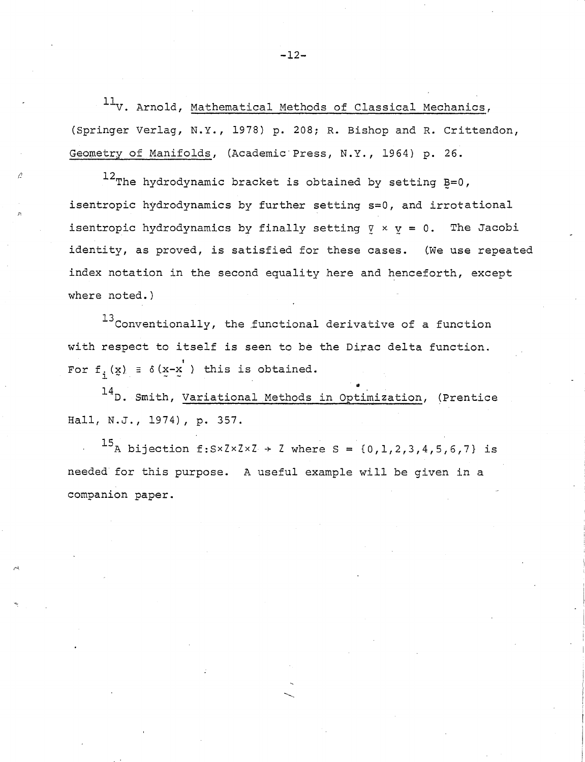[11]V. Arnold, Mathematical Methods of Classical Mechanics, (Springer Verlag, N.Y., 1978) p. 208; R. Bishop and R. Crittendon, Geometry of Manifolds, (Academic Press, N.Y., 1964) p. 26.

[12]The hydrodynamic bracket is obtained by setting $\underset{\sim}{B}=0$, isentropic hydrodynamics by further setting s=0, and irrotational isentropic hydrodynamics by finally setting $\underset{\sim}{\nabla} \times \underset{\sim}{v} = 0$. The Jacobi identity, as proved, is satisfied for these cases. (We use repeated index notation in the second equality here and henceforth, except where noted.)

[13]Conventionally, the functional derivative of a function with respect to itself is seen to be the Dirac delta function. For $f_i(\underset{\sim}{x}) \equiv \delta(\underset{\sim}{x}-\underset{\sim}{x}')$ this is obtained.

[14]D. Smith, Variational Methods in Optimization, (Prentice Hall, N.J., 1974), p. 357.

[15]A bijection $f: S \times Z \times Z \times Z \rightarrow Z$ where $S = \{0,1,2,3,4,5,6,7\}$ is needed for this purpose. A useful example will be given in a companion paper.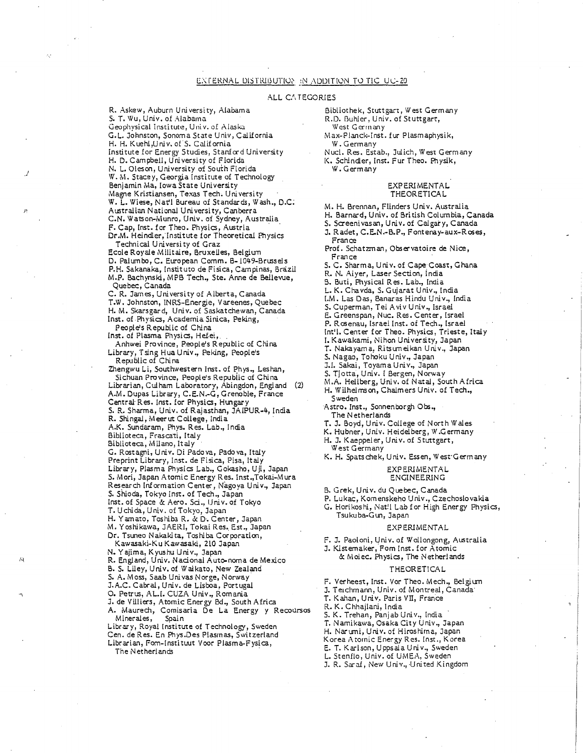## EXTERNAL DISTRIBUTION IN ADDITION TO TIC UC-20

### ALL CATEGORIES

R. Askew, Auburn University, Alabama
S. T. Wu, Univ. of Alabama
Geophysical Institute, Univ. of Alaska
G.L. Johnston, Sonoma State Univ, California
H. H. Kuehl,Univ. of S. California
Institute for Energy Studies, Stanford University
H. D. Campbell, University of Florida
N. L. Oleson, University of South Florida
W. M. Stacey, Georgia Institute of Technology
Benjamin Ma, Iowa State University
Magne Kristiansen, Texas Tech. University
W. L. Wiese, Nat'l Bureau of Standards, Wash., D.C.
Australian National University, Canberra
C.N. Watson-Munro, Univ. of Sydney, Australia
F. Cap, Inst. for Theo. Physics, Austria
Dr.M. Heindler, Institute for Theoretical Physics
Technical University of Graz
Ecole Royale Militaire, Bruxelles, Belgium
D. Palumbo, C. European Comm. B-1049-Brussels
P.H. Sakanaka, Instituto de Fisica, Campinas, Brazil
M.P. Bachynski, MPB Tech., Ste. Anne de Bellevue, Quebec, Canada
C. R. James, University of Alberta, Canada
T.W. Johnston, INRS-Energie, Vareenes, Quebec
H. M. Skarsgard, Univ. of Saskatchewan, Canada
Inst. of Physics, Academia Sinica, Peking, People's Republic of China
Inst. of Plasma Physics, Hefei, Anhwei Province, People's Republic of China
Library, Tsing Hua Univ., Peking, People's Republic of China
Zhengwu Li, Southwestern Inst. of Phys., Leshan, Sichuan Province, People's Republic of China
Librarian, Culham Laboratory, Abingdon, England (2)
A.M. Dupas Library, C.E.N.-G, Grenoble, France
Central Res. Inst. for Physics, Hungary
S. R. Sharma, Univ. of Rajasthan, JAIPUR-4, India
R. Shingal, Meerut College, India
A.K. Sundaram, Phys. Res. Lab., India
Biblioteca, Frascati, Italy
Biblioteca, Milano, Italy
G. Rostagni, Univ. Di Padova, Padova, Italy
Preprint Library, Inst. de Fisica, Pisa, Italy
Library, Plasma Physics Lab., Gokasho, Uji, Japan
S. Mori, Japan Atomic Energy Res. Inst.,Tokai-Mura
Research Information Center, Nagoya Univ., Japan
S. Shioda, Tokyo Inst. of Tech., Japan
Inst. of Space & Aero. Sci., Univ. of Tokyo
T. Uchida, Univ. of Tokyo, Japan
H. Yamato, Toshiba R. & D. Center, Japan
M. Yoshikawa, JAERI, Tokai Res. Est., Japan
Dr. Tsuneo Nakakita, Toshiba Corporation, Kawasaki-Ku Kawasaki, 210 Japan
N. Yajima, Kyushu Univ., Japan
R. England, Univ. Nacional Auto-noma de Mexico
B. S. Liley, Univ. of Waikato, New Zealand
S. A. Moss, Saab Univas Norge, Norway
J.A.C. Cabral, Univ. de Lisboa, Portugal
O. Petrus, AL.I. CUZA Univ., Romania
J. de Villiers, Atomic Energy Bd., South Africa
A. Maurech, Comisaria De La Energy y Recoursos Minerales, Spain
Library, Royal Institute of Technology, Sweden
Cen. de Res. En Phys.Des Plasmas, Switzerland
Librarian, Fom-Instituut Voor Plasma-Fysica, The Netherlands
Bibliothek, Stuttgart, West Germany
R.D. Buhler, Univ. of Stuttgart, West Germany
Max-Planck-Inst. fur Plasmaphysik, W. Germany
Nucl. Res. Estab., Julich, West Germany
K. Schindler, Inst. Fur Theo. Physik, W. Germany

### EXPERIMENTAL THEORETICAL

M. H. Brennan, Flinders Univ. Australia
H. Barnard, Univ. of British Columbia, Canada
S. Screenivasan, Univ. of Calgary, Canada
J. Radet, C.E.N.-B.P., Fontenay-aux-Roses, France
Prof. Schatzman, Observatoire de Nice, France
S. C. Sharma, Univ. of Cape Coast, Ghana
R. N. Aiyer, Laser Section, India
B. Buti, Physical Res. Lab., India
L. K. Chavda, S. Gujarat Univ., India
I.M. Las Das, Banaras Hindu Univ., India
S. Cuperman, Tel Aviv Univ., Israel
E. Greenspan, Nuc. Res. Center, Israel
P. Rosenau, Israel Inst. of Tech., Israel
Int'l. Center for Theo. Physics, Trieste, Italy
I. Kawakami, Nihon University, Japan
T. Nakayama, Ritsumeikan Univ., Japan
S. Nagao, Tohoku Univ., Japan
J.I. Sakai, Toyama Univ., Japan
S. Tjotta, Univ. I Bergen, Norway
M.A. Hellberg, Univ. of Natal, South Africa
H. Wilhelmson, Chalmers Univ. of Tech., Sweden
Astro. Inst., Sonnenborgh Obs., The Netherlands
T. J. Boyd, Univ. College of North Wales
K. Hubner, Univ. Heidelberg, W.Germany
H. J. Kaeppeler, Univ. of Stuttgart, West Germany
K. H. Spatschek, Univ. Essen, West Germany

### EXPERIMENTAL ENGINEERING

B. Grek, Univ. du Quebec, Canada
P. Lukac, Komenskeho Univ., Czechoslovakia
G. Horikoshi, Nat'l Lab for High Energy Physics, Tsukuba-Gun, Japan

### EXPERIMENTAL

F. J. Paoloni, Univ. of Wollongong, Australia
J. Kistemaker, Fom Inst. for Atomic & Molec. Physics, The Netherlands

### THEORETICAL

F. Verheest, Inst. Vor Theo. Mech., Belgium
J. Teichmann, Univ. of Montreal, Canada
T. Kahan, Univ. Paris VII, France
R. K. Chhajlani, India
S. K. Trehan, Panjab Univ., India
T. Namikawa, Osaka City Univ., Japan
H. Narumi, Univ. of Hiroshima, Japan
Korea Atomic Energy Res. Inst., Korea
E. T. Karlson, Uppsala Univ., Sweden
L. Stenflo, Univ. of UMEA, Sweden
J. R. Saraf, New Univ., United Kingdom